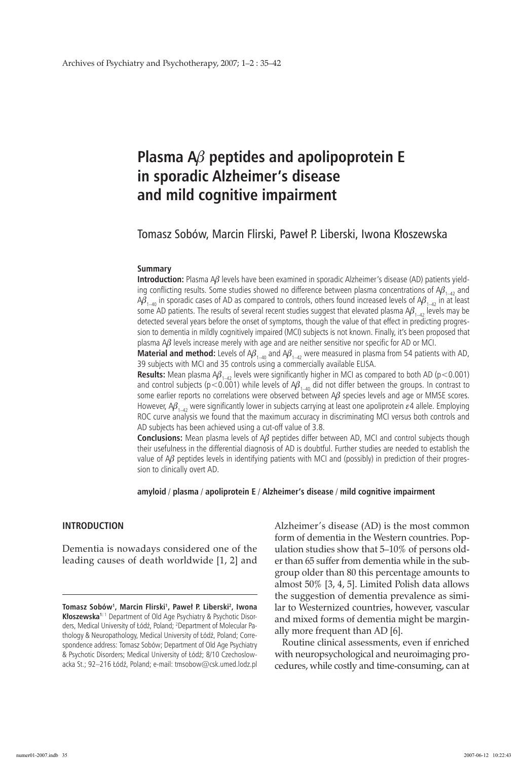# Plasma A$\beta$ peptides and apolipoprotein E in sporadic Alzheimer's disease and mild cognitive impairment

Tomasz Sobów, Marcin Flirski, Paweł P. Liberski, Iwona Kłoszewska

**Summary**

**Introduction:** Plasma A$\beta$ levels have been examined in sporadic Alzheimer's disease (AD) patients yielding conflicting results. Some studies showed no difference between plasma concentrations of A$\beta_{1-42}$ and A$\beta_{1-40}$ in sporadic cases of AD as compared to controls, others found increased levels of A$\beta_{1-42}$ in at least some AD patients. The results of several recent studies suggest that elevated plasma A$\beta_{1-42}$ levels may be detected several years before the onset of symptoms, though the value of that effect in predicting progression to dementia in mildly cognitively impaired (MCI) subjects is not known. Finally, it's been proposed that plasma A$\beta$ levels increase merely with age and are neither sensitive nor specific for AD or MCI.

**Material and method:** Levels of A$\beta_{1-40}$ and A$\beta_{1-42}$ were measured in plasma from 54 patients with AD, 39 subjects with MCI and 35 controls using a commercially available ELISA.

**Results:** Mean plasma A$\beta_{1-42}$ levels were significantly higher in MCI as compared to both AD ($p<0.001$) and control subjects ($p<0.001$) while levels of A$\beta_{1-40}$ did not differ between the groups. In contrast to some earlier reports no correlations were observed between A$\beta$ species levels and age or MMSE scores. However, A$\beta_{1-42}$ were significantly lower in subjects carrying at least one apoliprotein $\varepsilon$4 allele. Employing ROC curve analysis we found that the maximum accuracy in discriminating MCI versus both controls and AD subjects has been achieved using a cut-off value of 3.8.

**Conclusions:** Mean plasma levels of A$\beta$ peptides differ between AD, MCI and control subjects though their usefulness in the differential diagnosis of AD is doubtful. Further studies are needed to establish the value of A$\beta$ peptides levels in identifying patients with MCI and (possibly) in prediction of their progression to clinically overt AD.

**amyloid / plasma / apoliprotein E / Alzheimer's disease / mild cognitive impairment**

## INTRODUCTION

Dementia is nowadays considered one of the leading causes of death worldwide [1, 2] and Alzheimer's disease (AD) is the most common form of dementia in the Western countries. Population studies show that 5–10% of persons older than 65 suffer from dementia while in the subgroup older than 80 this percentage amounts to almost 50% [3, 4, 5]. Limited Polish data allows the suggestion of dementia prevalence as similar to Westernized countries, however, vascular and mixed forms of dementia might be marginally more frequent than AD [6].

Routine clinical assessments, even if enriched with neuropsychological and neuroimaging procedures, while costly and time-consuming, can at

---

**Tomasz Sobów[1], Marcin Flirski[1], Paweł P. Liberski[2], Iwona Kłoszewska[1]**: [1] Department of Old Age Psychiatry & Psychotic Disorders, Medical University of Łódź, Poland; [2]Department of Molecular Pathology & Neuropathology, Medical University of Łódź, Poland; Correspondence address: Tomasz Sobów; Department of Old Age Psychiatry & Psychotic Disorders; Medical University of Łódź; 8/10 Czechoslowacka St.; 92–216 Łódź, Poland; e-mail: tmsobow@csk.umed.lodz.pl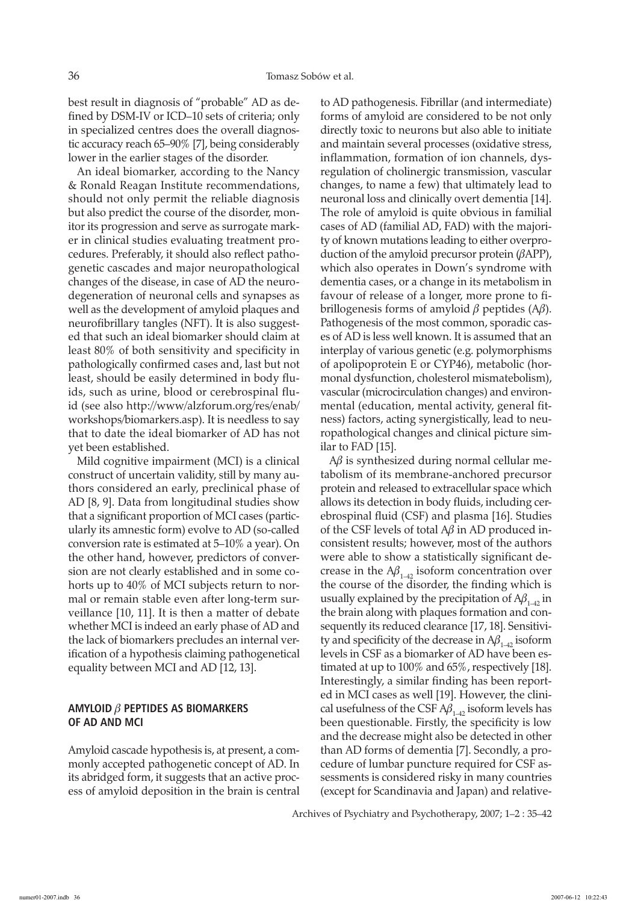best result in diagnosis of "probable" AD as defined by DSM-IV or ICD–10 sets of criteria; only in specialized centres does the overall diagnostic accuracy reach 65–90% [7], being considerably lower in the earlier stages of the disorder.

An ideal biomarker, according to the Nancy & Ronald Reagan Institute recommendations, should not only permit the reliable diagnosis but also predict the course of the disorder, monitor its progression and serve as surrogate marker in clinical studies evaluating treatment procedures. Preferably, it should also reflect pathogenetic cascades and major neuropathological changes of the disease, in case of AD the neurodegeneration of neuronal cells and synapses as well as the development of amyloid plaques and neurofibrillary tangles (NFT). It is also suggested that such an ideal biomarker should claim at least 80% of both sensitivity and specificity in pathologically confirmed cases and, last but not least, should be easily determined in body fluids, such as urine, blood or cerebrospinal fluid (see also http://www/alzforum.org/res/enab/workshops/biomarkers.asp). It is needless to say that to date the ideal biomarker of AD has not yet been established.

Mild cognitive impairment (MCI) is a clinical construct of uncertain validity, still by many authors considered an early, preclinical phase of AD [8, 9]. Data from longitudinal studies show that a significant proportion of MCI cases (particularly its amnestic form) evolve to AD (so-called conversion rate is estimated at 5–10% a year). On the other hand, however, predictors of conversion are not clearly established and in some cohorts up to 40% of MCI subjects return to normal or remain stable even after long-term surveillance [10, 11]. It is then a matter of debate whether MCI is indeed an early phase of AD and the lack of biomarkers precludes an internal verification of a hypothesis claiming pathogenetical equality between MCI and AD [12, 13].

## AMYLOID $\beta$ PEPTIDES AS BIOMARKERS OF AD AND MCI

Amyloid cascade hypothesis is, at present, a commonly accepted pathogenetic concept of AD. In its abridged form, it suggests that an active process of amyloid deposition in the brain is central to AD pathogenesis. Fibrillar (and intermediate) forms of amyloid are considered to be not only directly toxic to neurons but also able to initiate and maintain several processes (oxidative stress, inflammation, formation of ion channels, dysregulation of cholinergic transmission, vascular changes, to name a few) that ultimately lead to neuronal loss and clinically overt dementia [14]. The role of amyloid is quite obvious in familial cases of AD (familial AD, FAD) with the majority of known mutations leading to either overproduction of the amyloid precursor protein ($\beta$APP), which also operates in Down's syndrome with dementia cases, or a change in its metabolism in favour of release of a longer, more prone to fibrillogenesis forms of amyloid $\beta$ peptides (A$\beta$). Pathogenesis of the most common, sporadic cases of AD is less well known. It is assumed that an interplay of various genetic (e.g. polymorphisms of apolipoprotein E or CYP46), metabolic (hormonal dysfunction, cholesterol mismatebolism), vascular (microcirculation changes) and environmental (education, mental activity, general fitness) factors, acting synergistically, lead to neuropathological changes and clinical picture similar to FAD [15].

A$\beta$ is synthesized during normal cellular metabolism of its membrane-anchored precursor protein and released to extracellular space which allows its detection in body fluids, including cerebrospinal fluid (CSF) and plasma [16]. Studies of the CSF levels of total A$\beta$ in AD produced inconsistent results; however, most of the authors were able to show a statistically significant decrease in the A$\beta_{1-42}$ isoform concentration over the course of the disorder, the finding which is usually explained by the precipitation of A$\beta_{1-42}$ in the brain along with plaques formation and consequently its reduced clearance [17, 18]. Sensitivity and specificity of the decrease in A$\beta_{1-42}$ isoform levels in CSF as a biomarker of AD have been estimated at up to 100% and 65%, respectively [18]. Interestingly, a similar finding has been reported in MCI cases as well [19]. However, the clinical usefulness of the CSF A$\beta_{1-42}$ isoform levels has been questionable. Firstly, the specificity is low and the decrease might also be detected in other than AD forms of dementia [7]. Secondly, a procedure of lumbar puncture required for CSF assessments is considered risky in many countries (except for Scandinavia and Japan) and relative-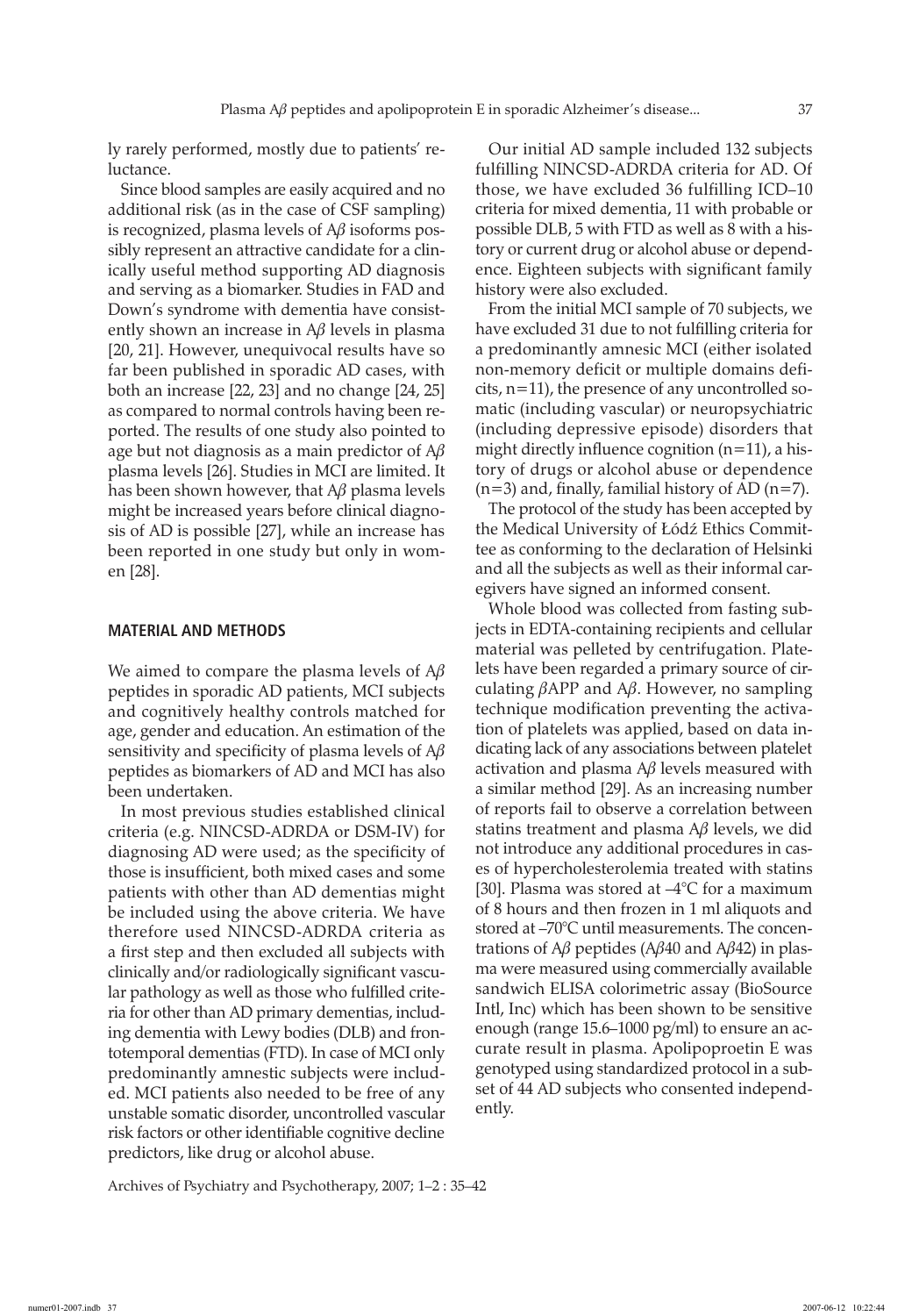ly rarely performed, mostly due to patients' reluctance.

Since blood samples are easily acquired and no additional risk (as in the case of CSF sampling) is recognized, plasma levels of A$\beta$ isoforms possibly represent an attractive candidate for a clinically useful method supporting AD diagnosis and serving as a biomarker. Studies in FAD and Down's syndrome with dementia have consistently shown an increase in A$\beta$ levels in plasma [20, 21]. However, unequivocal results have so far been published in sporadic AD cases, with both an increase [22, 23] and no change [24, 25] as compared to normal controls having been reported. The results of one study also pointed to age but not diagnosis as a main predictor of A$\beta$ plasma levels [26]. Studies in MCI are limited. It has been shown however, that A$\beta$ plasma levels might be increased years before clinical diagnosis of AD is possible [27], while an increase has been reported in one study but only in women [28].

## MATERIAL AND METHODS

We aimed to compare the plasma levels of A$\beta$ peptides in sporadic AD patients, MCI subjects and cognitively healthy controls matched for age, gender and education. An estimation of the sensitivity and specificity of plasma levels of A$\beta$ peptides as biomarkers of AD and MCI has also been undertaken.

In most previous studies established clinical criteria (e.g. NINCSD-ADRDA or DSM-IV) for diagnosing AD were used; as the specificity of those is insufficient, both mixed cases and some patients with other than AD primary dementias might be included using the above criteria. We have therefore used NINCSD-ADRDA criteria as a first step and then excluded all subjects with clinically and/or radiologically significant vascular pathology as well as those who fulfilled criteria for other than AD primary dementias, including dementia with Lewy bodies (DLB) and frontotemporal dementias (FTD). In case of MCI only predominantly amnestic subjects were included. MCI patients also needed to be free of any unstable somatic disorder, uncontrolled vascular risk factors or other identifiable cognitive decline predictors, like drug or alcohol abuse.

Our initial AD sample included 132 subjects fulfilling NINCSD-ADRDA criteria for AD. Of those, we have excluded 36 fulfilling ICD–10 criteria for mixed dementia, 11 with probable or possible DLB, 5 with FTD as well as 8 with a history or current drug or alcohol abuse or dependence. Eighteen subjects with significant family history were also excluded.

From the initial MCI sample of 70 subjects, we have excluded 31 due to not fulfilling criteria for a predominantly amnesic MCI (either isolated non-memory deficit or multiple domains deficits, n=11), the presence of any uncontrolled somatic (including vascular) or neuropsychiatric (including depressive episode) disorders that might directly influence cognition (n=11), a history of drugs or alcohol abuse or dependence (n=3) and, finally, familial history of AD (n=7).

The protocol of the study has been accepted by the Medical University of Łódź Ethics Committee as conforming to the declaration of Helsinki and all the subjects as well as their informal caregivers have signed an informed consent.

Whole blood was collected from fasting subjects in EDTA-containing recipients and cellular material was pelleted by centrifugation. Platelets have been regarded a primary source of circulating $\beta$APP and A$\beta$. However, no sampling technique modification preventing the activation of platelets was applied, based on data indicating lack of any associations between platelet activation and plasma A$\beta$ levels measured with a similar method [29]. As an increasing number of reports fail to observe a correlation between statins treatment and plasma A$\beta$ levels, we did not introduce any additional procedures in cases of hypercholesterolemia treated with statins [30]. Plasma was stored at –4°C for a maximum of 8 hours and then frozen in 1 ml aliquots and stored at –70°C until measurements. The concentrations of A$\beta$ peptides (A$\beta$40 and A$\beta$42) in plasma were measured using commercially available sandwich ELISA colorimetric assay (BioSource Intl, Inc) which has been shown to be sensitive enough (range 15.6–1000 pg/ml) to ensure an accurate result in plasma. Apolipoproetin E was genotyped using standardized protocol in a subset of 44 AD subjects who consented independently.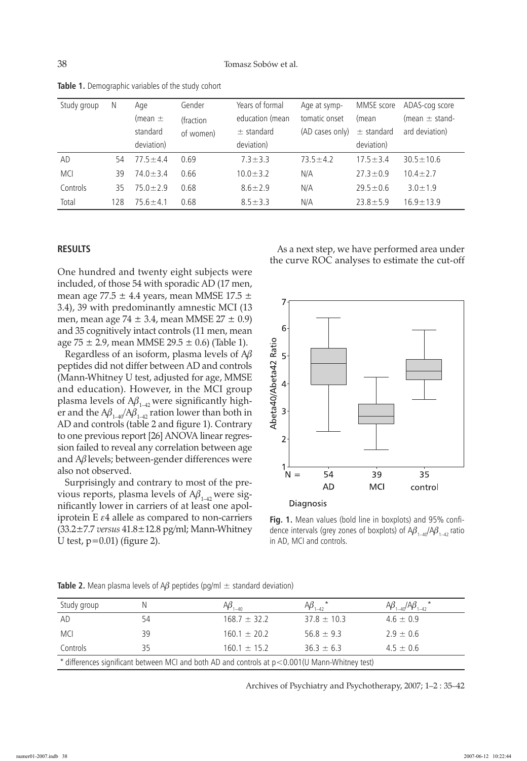**Table 1.** Demographic variables of the study cohort

| Study group | N | Age (mean ± standard deviation) | Gender (fraction of women) | Years of formal education (mean ± standard deviation) | Age at symptomatic onset (AD cases only) | MMSE score (mean ± standard deviation) | ADAS-cog score (mean ± standard deviation) |
|---|---|---|---|---|---|---|---|
| AD | 54 | 77.5±4.4 | 0.69 | 7.3±3.3 | 73.5±4.2 | 17.5±3.4 | 30.5±10.6 |
| MCI | 39 | 74.0±3.4 | 0.66 | 10.0±3.2 | N/A | 27.3±0.9 | 10.4±2.7 |
| Controls | 35 | 75.0±2.9 | 0.68 | 8.6±2.9 | N/A | 29.5±0.6 | 3.0±1.9 |
| Total | 128 | 75.6±4.1 | 0.68 | 8.5±3.3 | N/A | 23.8±5.9 | 16.9±13.9 |

## RESULTS

One hundred and twenty eight subjects were included, of those 54 with sporadic AD (17 men, mean age 77.5 ± 4.4 years, mean MMSE 17.5 ± 3.4), 39 with predominantly amnestic MCI (13 men, mean age 74 ± 3.4, mean MMSE 27 ± 0.9) and 35 cognitively intact controls (11 men, mean age 75 ± 2.9, mean MMSE 29.5 ± 0.6) (Table 1).

Regardless of an isoform, plasma levels of A$\beta$ peptides did not differ between AD and controls (Mann-Whitney U test, adjusted for age, MMSE and education). However, in the MCI group plasma levels of A$\beta_{1-42}$ were significantly higher and the A$\beta_{1-40}$/A$\beta_{1-42}$ ration lower than both in AD and controls (table 2 and figure 1). Contrary to one previous report [26] ANOVA linear regression failed to reveal any correlation between age and A$\beta$ levels; between-gender differences were also not observed.

Surprisingly and contrary to most of the previous reports, plasma levels of A$\beta_{1-42}$ were significantly lower in carriers of at least one apolipoprotein E $\varepsilon$4 allele as compared to non-carriers (33.2±7.7 *versus* 41.8±12.8 pg/ml; Mann-Whitney U test, p=0.01) (figure 2).

As a next step, we have performed area under the curve ROC analyses to estimate the cut-off

**Fig. 1.** Mean values (bold line in boxplots) and 95% confidence intervals (grey zones of boxplots) of A$\beta_{1-40}$/A$\beta_{1-42}$ ratio in AD, MCI and controls.

**Table 2.** Mean plasma levels of A$\beta$ peptides (pg/ml ± standard deviation)

| Study group | N | A$\beta_{1-40}$ | A$\beta_{1-42}$ * | A$\beta_{1-40}$/A$\beta_{1-42}$ * |
|---|---|---|---|---|
| AD | 54 | 168.7 ± 32.2 | 37.8 ± 10.3 | 4.6 ± 0.9 |
| MCI | 39 | 160.1 ± 20.2 | 56.8 ± 9.3 | 2.9 ± 0.6 |
| Controls | 35 | 160.1 ± 15.2 | 36.3 ± 6.3 | 4.5 ± 0.6 |

\* differences significant between MCI and both AD and controls at p<0.001(U Mann-Whitney test)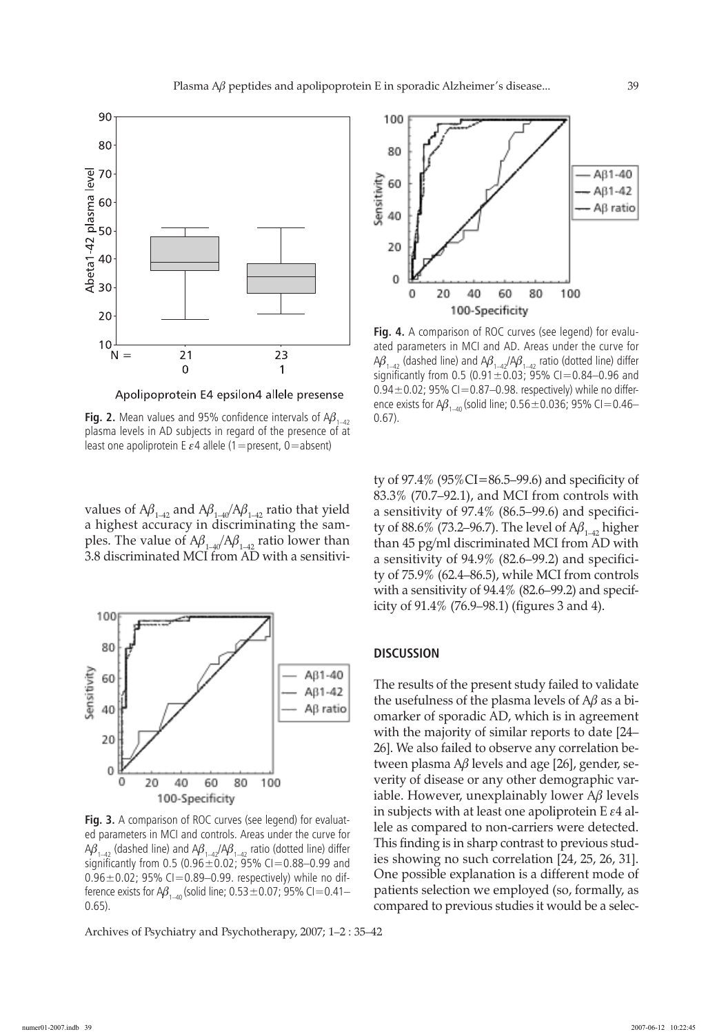Fig. 2. Mean values and 95% confidence intervals of $A\beta_{1-42}$ plasma levels in AD subjects in regard of the presence of at least one apolipoprotein E $\varepsilon$4 allele (1=present, 0=absent)

values of $A\beta_{1-42}$ and $A\beta_{1-40}/A\beta_{1-42}$ ratio that yield a highest accuracy in discriminating the samples. The value of $A\beta_{1-40}/A\beta_{1-42}$ ratio lower than 3.8 discriminated MCI from AD with a sensitivity of 97.4% (95%CI=86.5–99.6) and specificity of 83.3% (70.7–92.1), and MCI from controls with a sensitivity of 97.4% (86.5–99.6) and specificity of 88.6% (73.2–96.7). The level of $A\beta_{1-42}$ higher than 45 pg/ml discriminated MCI from AD with a sensitivity of 94.9% (82.6–99.2) and specificity of 75.9% (62.4–86.5), while MCI from controls with a sensitivity of 94.4% (82.6–99.2) and specificity of 91.4% (76.9–98.1) (figures 3 and 4).

Fig. 3. A comparison of ROC curves (see legend) for evaluated parameters in MCI and controls. Areas under the curve for $A\beta_{1-42}$ (dashed line) and $A\beta_{1-42}/A\beta_{1-42}$ ratio (dotted line) differ significantly from 0.5 (0.96±0.02; 95% CI=0.88–0.99 and 0.96±0.02; 95% CI=0.89–0.99. respectively) while no difference exists for $A\beta_{1-40}$ (solid line; 0.53±0.07; 95% CI=0.41–0.65).

Fig. 4. A comparison of ROC curves (see legend) for evaluated parameters in MCI and AD. Areas under the curve for $A\beta_{1-42}$ (dashed line) and $A\beta_{1-42}/A\beta_{1-42}$ ratio (dotted line) differ significantly from 0.5 (0.91±0.03; 95% CI=0.84–0.96 and 0.94±0.02; 95% CI=0.87–0.98. respectively) while no difference exists for $A\beta_{1-40}$ (solid line; 0.56±0.036; 95% CI=0.46–0.67).

## DISCUSSION

The results of the present study failed to validate the usefulness of the plasma levels of Aβ as a biomarker of sporadic AD, which is in agreement with the majority of similar reports to date [24–26]. We also failed to observe any correlation between plasma Aβ levels and age [26], gender, severity of disease or any other demographic variable. However, unexplainably lower Aβ levels in subjects with at least one apolipoprotein E $\varepsilon$4 allele as compared to non-carriers were detected. This finding is in sharp contrast to previous studies showing no such correlation [24, 25, 26, 31]. One possible explanation is a different mode of patients selection we employed (so, formally, as compared to previous studies it would be a selec-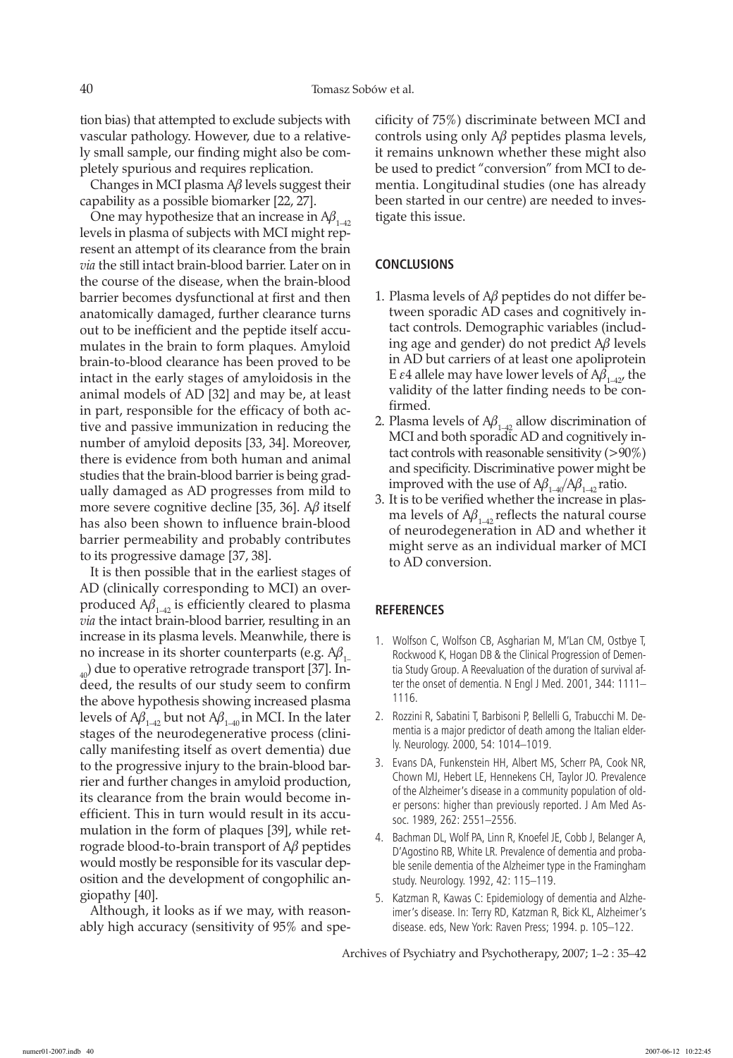tion bias) that attempted to exclude subjects with vascular pathology. However, due to a relatively small sample, our finding might also be completely spurious and requires replication.

Changes in MCI plasma A$\beta$ levels suggest their capability as a possible biomarker [22, 27].

One may hypothesize that an increase in A$\beta_{1-42}$ levels in plasma of subjects with MCI might represent an attempt of its clearance from the brain *via* the still intact brain-blood barrier. Later on in the course of the disease, when the brain-blood barrier becomes dysfunctional at first and then anatomically damaged, further clearance turns out to be inefficient and the peptide itself accumulates in the brain to form plaques. Amyloid brain-to-blood clearance has been proved to be intact in the early stages of amyloidosis in the animal models of AD [32] and may be, at least in part, responsible for the efficacy of both active and passive immunization in reducing the number of amyloid deposits [33, 34]. Moreover, there is evidence from both human and animal studies that the brain-blood barrier is being gradually damaged as AD progresses from mild to more severe cognitive decline [35, 36]. A$\beta$ itself has also been shown to influence brain-blood barrier permeability and probably contributes to its progressive damage [37, 38].

It is then possible that in the earliest stages of AD (clinically corresponding to MCI) an overproduced A$\beta_{1-42}$ is efficiently cleared to plasma *via* the intact brain-blood barrier, resulting in an increase in its plasma levels. Meanwhile, there is no increase in its shorter counterparts (e.g. A$\beta_{1-40}$) due to operative retrograde transport [37]. Indeed, the results of our study seem to confirm the above hypothesis showing increased plasma levels of A$\beta_{1-42}$ but not A$\beta_{1-40}$ in MCI. In the later stages of the neurodegenerative process (clinically manifesting itself as overt dementia) due to the progressive injury to the brain-blood barrier and further changes in amyloid production, its clearance from the brain would become inefficient. This in turn would result in its accumulation in the form of plaques [39], while retrograde blood-to-brain transport of A$\beta$ peptides would mostly be responsible for its vascular deposition and the development of congophilic angiopathy [40].

Although, it looks as if we may, with reasonably high accuracy (sensitivity of 95% and specificity of 75%) discriminate between MCI and controls using only A$\beta$ peptides plasma levels, it remains unknown whether these might also be used to predict "conversion" from MCI to dementia. Longitudinal studies (one has already been started in our centre) are needed to investigate this issue.

## CONCLUSIONS

1. Plasma levels of A$\beta$ peptides do not differ between sporadic AD cases and cognitively intact controls. Demographic variables (including age and gender) do not predict A$\beta$ levels in AD but carriers of at least one apoliprotein E $\varepsilon$4 allele may have lower levels of A$\beta_{1-42}$, the validity of the latter finding needs to be confirmed.
2. Plasma levels of A$\beta_{1-42}$ allow discrimination of MCI and both sporadic AD and cognitively intact controls with reasonable sensitivity (>90%) and specificity. Discriminative power might be improved with the use of A$\beta_{1-40}$/A$\beta_{1-42}$ ratio.
3. It is to be verified whether the increase in plasma levels of A$\beta_{1-42}$ reflects the natural course of neurodegeneration in AD and whether it might serve as an individual marker of MCI to AD conversion.

## REFERENCES

1. Wolfson C, Wolfson CB, Asgharian M, M'Lan CM, Ostbye T, Rockwood K, Hogan DB & the Clinical Progression of Dementia Study Group. A Reevaluation of the duration of survival after the onset of dementia. N Engl J Med. 2001, 344: 1111–1116.
2. Rozzini R, Sabatini T, Barbisoni P, Bellelli G, Trabucchi M. Dementia is a major predictor of death among the Italian elderly. Neurology. 2000, 54: 1014–1019.
3. Evans DA, Funkenstein HH, Albert MS, Scherr PA, Cook NR, Chown MJ, Hebert LE, Hennekens CH, Taylor JO. Prevalence of the Alzheimer's disease in a community population of older persons: higher than previously reported. J Am Med Assoc. 1989, 262: 2551–2556.
4. Bachman DL, Wolf PA, Linn R, Knoefel JE, Cobb J, Belanger A, D'Agostino RB, White LR. Prevalence of dementia and probable senile dementia of the Alzheimer type in the Framingham study. Neurology. 1992, 42: 115–119.
5. Katzman R, Kawas C: Epidemiology of dementia and Alzheimer's disease. In: Terry RD, Katzman R, Bick KL, Alzheimer's disease. eds, New York: Raven Press; 1994. p. 105–122.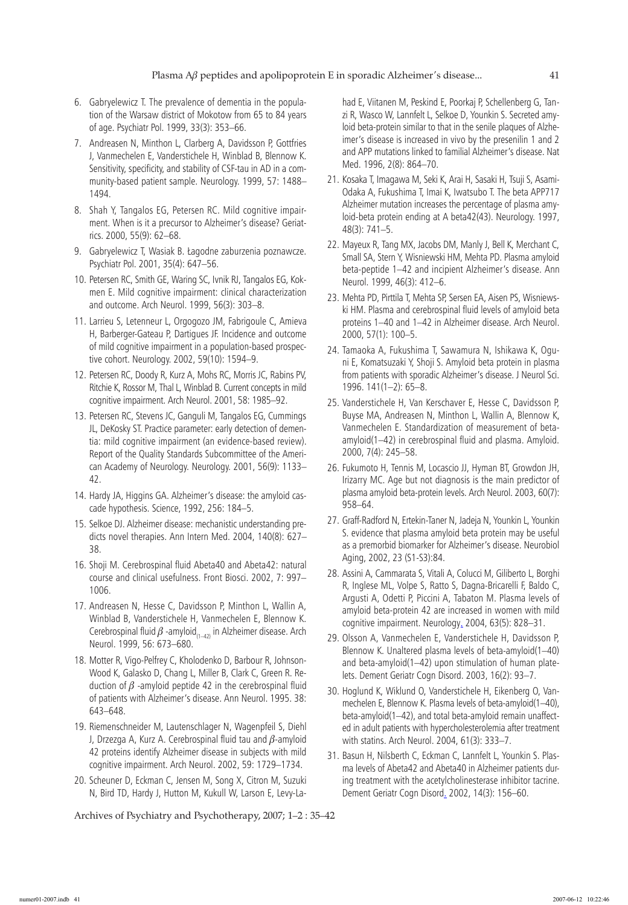6. Gabryelewicz T. The prevalence of dementia in the population of the Warsaw district of Mokotow from 65 to 84 years of age. Psychiatr Pol. 1999, 33(3): 353–66.
7. Andreasen N, Minthon L, Clarberg A, Davidsson P, Gottfries J, Vanmechelen E, Vanderstichele H, Winblad B, Blennow K. Sensitivity, specificity, and stability of CSF-tau in AD in a community-based patient sample. Neurology. 1999, 57: 1488–1494.
8. Shah Y, Tangalos EG, Petersen RC. Mild cognitive impairment. When is it a precursor to Alzheimer's disease? Geriatrics. 2000, 55(9): 62–68.
9. Gabryelewicz T, Wasiak B. Łagodne zaburzenia poznawcze. Psychiatr Pol. 2001, 35(4): 647–56.
10. Petersen RC, Smith GE, Waring SC, Ivnik RJ, Tangalos EG, Kokmen E. Mild cognitive impairment: clinical characterization and outcome. Arch Neurol. 1999, 56(3): 303–8.
11. Larrieu S, Letenneur L, Orgogozo JM, Fabrigoule C, Amieva H, Barberger-Gateau P, Dartigues JF. Incidence and outcome of mild cognitive impairment in a population-based prospective cohort. Neurology. 2002, 59(10): 1594–9.
12. Petersen RC, Doody R, Kurz A, Mohs RC, Morris JC, Rabins PV, Ritchie K, Rossor M, Thal L, Winblad B. Current concepts in mild cognitive impairment. Arch Neurol. 2001, 58: 1985–92.
13. Petersen RC, Stevens JC, Ganguli M, Tangalos EG, Cummings JL, DeKosky ST. Practice parameter: early detection of dementia: mild cognitive impairment (an evidence-based review). Report of the Quality Standards Subcommittee of the American Academy of Neurology. Neurology. 2001, 56(9): 1133–42.
14. Hardy JA, Higgins GA. Alzheimer's disease: the amyloid cascade hypothesis. Science, 1992, 256: 184–5.
15. Selkoe DJ. Alzheimer disease: mechanistic understanding predicts novel therapies. Ann Intern Med. 2004, 140(8): 627–38.
16. Shoji M. Cerebrospinal fluid Abeta40 and Abeta42: natural course and clinical usefulness. Front Biosci. 2002, 7: 997–1006.
17. Andreasen N, Hesse C, Davidsson P, Minthon L, Wallin A, Winblad B, Vanderstichele H, Vanmechelen E, Blennow K. Cerebrospinal fluid $\beta$-amyloid$_{(1-42)}$ in Alzheimer disease. Arch Neurol. 1999, 56: 673–680.
18. Motter R, Vigo-Pelfrey C, Kholodenko D, Barbour R, Johnson-Wood K, Galasko D, Chang L, Miller B, Clark C, Green R. Reduction of $\beta$-amyloid peptide 42 in the cerebrospinal fluid of patients with Alzheimer's disease. Ann Neurol. 1995. 38: 643–648.
19. Riemenschneider M, Lautenschlager N, Wagenpfeil S, Diehl J, Drzezga A, Kurz A. Cerebrospinal fluid tau and $\beta$-amyloid 42 proteins identify Alzheimer disease in subjects with mild cognitive impairment. Arch Neurol. 2002, 59: 1729–1734.
20. Scheuner D, Eckman C, Jensen M, Song X, Citron M, Suzuki N, Bird TD, Hardy J, Hutton M, Kukull W, Larson E, Levy-Lahad E, Viitanen M, Peskind E, Poorkaj P, Schellenberg G, Tanzi R, Wasco W, Lannfelt L, Selkoe D, Younkin S. Secreted amyloid beta-protein similar to that in the senile plaques of Alzheimer's disease is increased in vivo by the presenilin 1 and 2 and APP mutations linked to familial Alzheimer's disease. Nat Med. 1996, 2(8): 864–70.
21. Kosaka T, Imagawa M, Seki K, Arai H, Sasaki H, Tsuji S, Asami-Odaka A, Fukushima T, Imai K, Iwatsubo T. The beta APP717 Alzheimer mutation increases the percentage of plasma amyloid-beta protein ending at A beta42(43). Neurology. 1997, 48(3): 741–5.
22. Mayeux R, Tang MX, Jacobs DM, Manly J, Bell K, Merchant C, Small SA, Stern Y, Wisniewski HM, Mehta PD. Plasma amyloid beta-peptide 1–42 and incipient Alzheimer's disease. Ann Neurol. 1999, 46(3): 412–6.
23. Mehta PD, Pirttila T, Mehta SP, Sersen EA, Aisen PS, Wisniewski HM. Plasma and cerebrospinal fluid levels of amyloid beta proteins 1–40 and 1–42 in Alzheimer disease. Arch Neurol. 2000, 57(1): 100–5.
24. Tamaoka A, Fukushima T, Sawamura N, Ishikawa K, Oguni E, Komatsuzaki Y, Shoji S. Amyloid beta protein in plasma from patients with sporadic Alzheimer's disease. J Neurol Sci. 1996. 141(1–2): 65–8.
25. Vanderstichele H, Van Kerschaver E, Hesse C, Davidsson P, Buyse MA, Andreasen N, Minthon L, Wallin A, Blennow K, Vanmechelen E. Standardization of measurement of beta-amyloid(1–42) in cerebrospinal fluid and plasma. Amyloid. 2000, 7(4): 245–58.
26. Fukumoto H, Tennis M, Locascio JJ, Hyman BT, Growdon JH, Irizarry MC. Age but not diagnosis is the main predictor of plasma amyloid beta-protein levels. Arch Neurol. 2003, 60(7): 958–64.
27. Graff-Radford N, Ertekin-Taner N, Jadeja N, Younkin L, Younkin S. evidence that plasma amyloid beta protein may be useful as a premorbid biomarker for Alzheimer's disease. Neurobiol Aging, 2002, 23 (S1-S3):84.
28. Assini A, Cammarata S, Vitali A, Colucci M, Giliberto L, Borghi R, Inglese ML, Volpe S, Ratto S, Dagna-Bricarelli F, Baldo C, Argusti A, Odetti P, Piccini A, Tabaton M. Plasma levels of amyloid beta-protein 42 are increased in women with mild cognitive impairment. Neurology. 2004, 63(5): 828–31.
29. Olsson A, Vanmechelen E, Vanderstichele H, Davidsson P, Blennow K. Unaltered plasma levels of beta-amyloid(1–40) and beta-amyloid(1–42) upon stimulation of human platelets. Dement Geriatr Cogn Disord. 2003, 16(2): 93–7.
30. Hoglund K, Wiklund O, Vanderstichele H, Eikenberg O, Vanmechelen E, Blennow K. Plasma levels of beta-amyloid(1–40), beta-amyloid(1–42), and total beta-amyloid remain unaffected in adult patients with hypercholesterolemia after treatment with statins. Arch Neurol. 2004, 61(3): 333–7.
31. Basun H, Nilsberth C, Eckman C, Lannfelt L, Younkin S. Plasma levels of Abeta42 and Abeta40 in Alzheimer patients during treatment with the acetylcholinesterase inhibitor tacrine. Dement Geriatr Cogn Disord. 2002, 14(3): 156–60.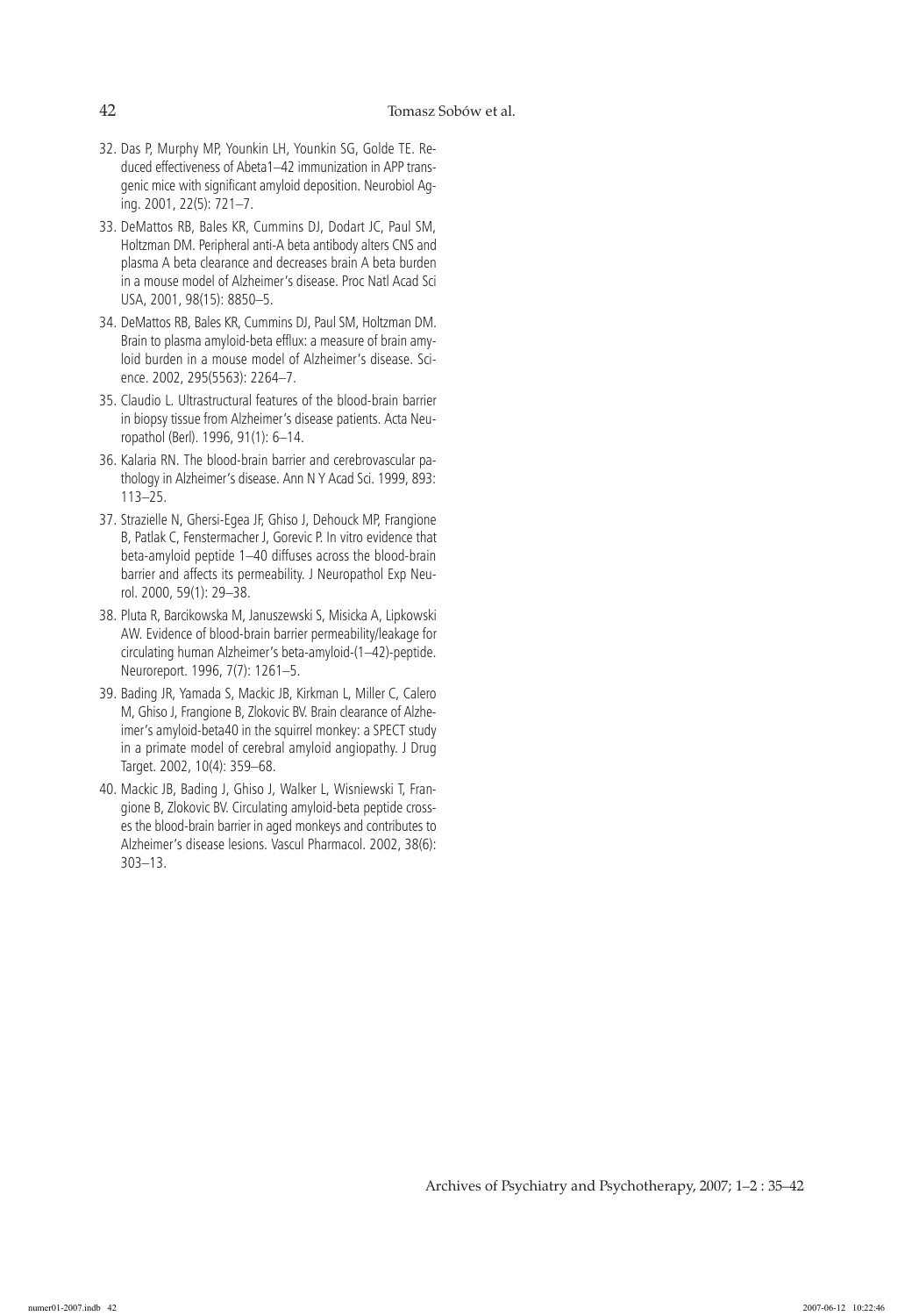32. Das P, Murphy MP, Younkin LH, Younkin SG, Golde TE. Reduced effectiveness of Abeta1–42 immunization in APP transgenic mice with significant amyloid deposition. Neurobiol Aging. 2001, 22(5): 721–7.
33. DeMattos RB, Bales KR, Cummins DJ, Dodart JC, Paul SM, Holtzman DM. Peripheral anti-A beta antibody alters CNS and plasma A beta clearance and decreases brain A beta burden in a mouse model of Alzheimer's disease. Proc Natl Acad Sci USA, 2001, 98(15): 8850–5.
34. DeMattos RB, Bales KR, Cummins DJ, Paul SM, Holtzman DM. Brain to plasma amyloid-beta efflux: a measure of brain amyloid burden in a mouse model of Alzheimer's disease. Science. 2002, 295(5563): 2264–7.
35. Claudio L. Ultrastructural features of the blood-brain barrier in biopsy tissue from Alzheimer's disease patients. Acta Neuropathol (Berl). 1996, 91(1): 6–14.
36. Kalaria RN. The blood-brain barrier and cerebrovascular pathology in Alzheimer's disease. Ann N Y Acad Sci. 1999, 893: 113–25.
37. Strazielle N, Ghersi-Egea JF, Ghiso J, Dehouck MP, Frangione B, Patlak C, Fenstermacher J, Gorevic P. In vitro evidence that beta-amyloid peptide 1–40 diffuses across the blood-brain barrier and affects its permeability. J Neuropathol Exp Neurol. 2000, 59(1): 29–38.
38. Pluta R, Barcikowska M, Januszewski S, Misicka A, Lipkowski AW. Evidence of blood-brain barrier permeability/leakage for circulating human Alzheimer's beta-amyloid-(1–42)-peptide. Neuroreport. 1996, 7(7): 1261–5.
39. Bading JR, Yamada S, Mackic JB, Kirkman L, Miller C, Calero M, Ghiso J, Frangione B, Zlokovic BV. Brain clearance of Alzheimer's amyloid-beta40 in the squirrel monkey: a SPECT study in a primate model of cerebral amyloid angiopathy. J Drug Target. 2002, 10(4): 359–68.
40. Mackic JB, Bading J, Ghiso J, Walker L, Wisniewski T, Frangione B, Zlokovic BV. Circulating amyloid-beta peptide crosses the blood-brain barrier in aged monkeys and contributes to Alzheimer's disease lesions. Vascul Pharmacol. 2002, 38(6): 303–13.